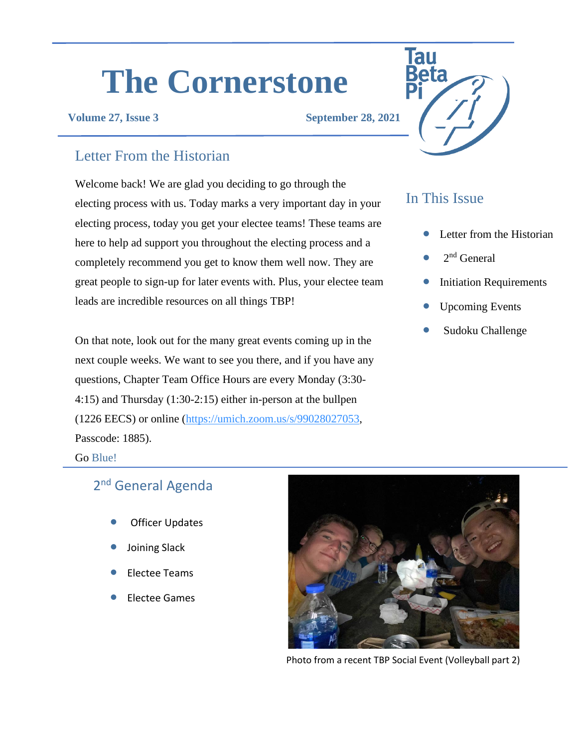# The Cornerstone

**Volume 27, Issue 3** **September 28, 2021**

## Letter From the Historian

Welcome back! We are glad you deciding to go through the electing process with us. Today marks a very important day in your electing process, today you get your electee teams! These teams are here to help ad support you throughout the electing process and a completely recommend you get to know them well now. They are great people to sign-up for later events with. Plus, your electee team leads are incredible resources on all things TBP!

On that note, look out for the many great events coming up in the next couple weeks. We want to see you there, and if you have any questions, Chapter Team Office Hours are every Monday (3:30-4:15) and Thursday (1:30-2:15) either in-person at the bullpen (1226 EECS) or online (https://umich.zoom.us/s/99028027053, Passcode: 1885).

Go Blue!

## In This Issue

- Letter from the Historian
- 2nd General
- Initiation Requirements
- Upcoming Events
- Sudoku Challenge

## 2nd General Agenda

- Officer Updates
- Joining Slack
- Electee Teams
- Electee Games

Photo from a recent TBP Social Event (Volleyball part 2)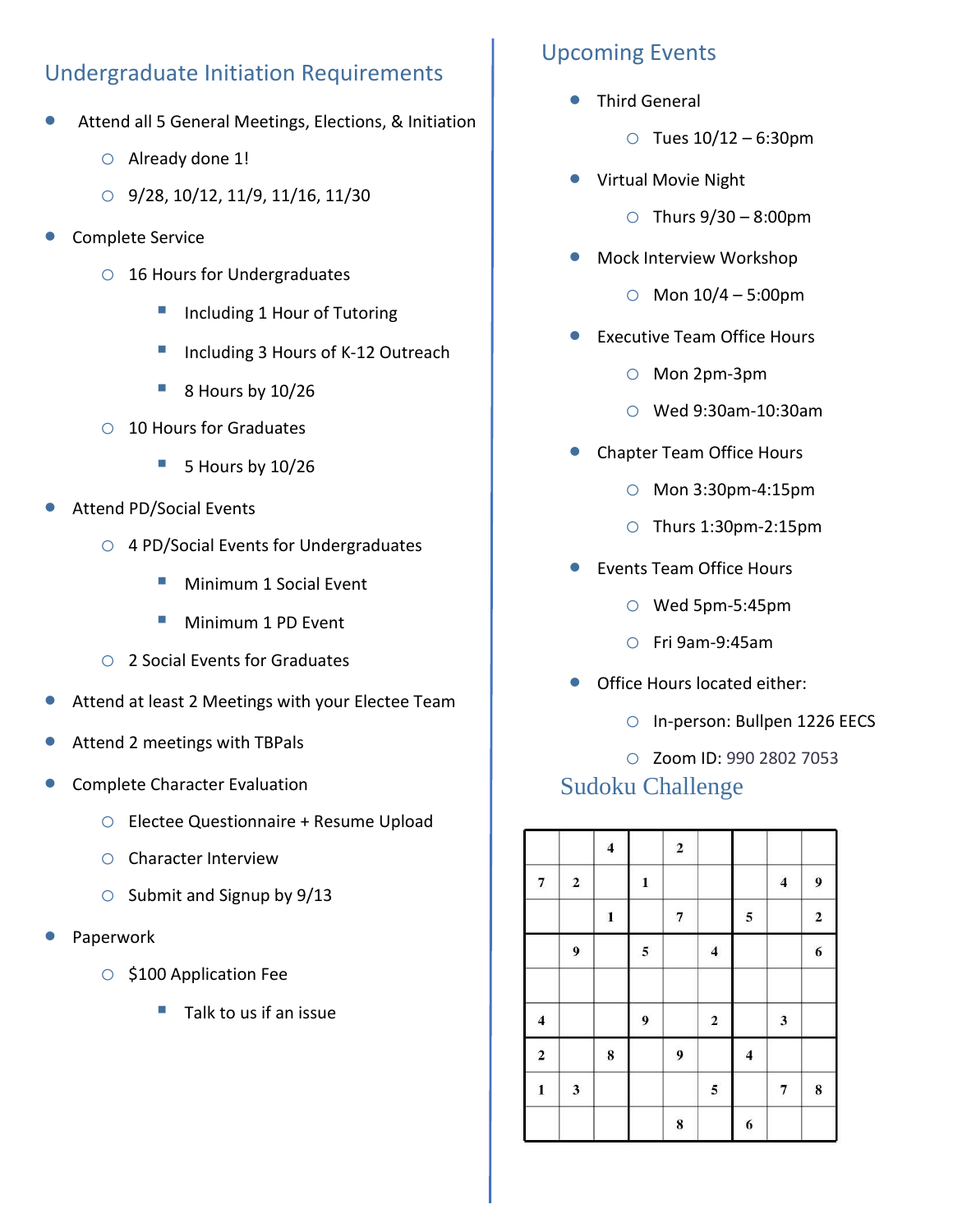## Undergraduate Initiation Requirements

- Attend all 5 General Meetings, Elections, & Initiation
  - Already done 1!
  - 9/28, 10/12, 11/9, 11/16, 11/30
- Complete Service
  - 16 Hours for Undergraduates
    - Including 1 Hour of Tutoring
    - Including 3 Hours of K-12 Outreach
    - 8 Hours by 10/26
  - 10 Hours for Graduates
    - 5 Hours by 10/26
- Attend PD/Social Events
  - 4 PD/Social Events for Undergraduates
    - Minimum 1 Social Event
    - Minimum 1 PD Event
  - 2 Social Events for Graduates
- Attend at least 2 Meetings with your Electee Team
- Attend 2 meetings with TBPals
- Complete Character Evaluation
  - Electee Questionnaire + Resume Upload
  - Character Interview
  - Submit and Signup by 9/13
- Paperwork
  - $100 Application Fee
    - Talk to us if an issue

## Upcoming Events

- Third General
  - Tues 10/12 – 6:30pm
- Virtual Movie Night
  - Thurs 9/30 – 8:00pm
- Mock Interview Workshop
  - Mon 10/4 – 5:00pm
- Executive Team Office Hours
  - Mon 2pm-3pm
  - Wed 9:30am-10:30am
- Chapter Team Office Hours
  - Mon 3:30pm-4:15pm
  - Thurs 1:30pm-2:15pm
- Events Team Office Hours
  - Wed 5pm-5:45pm
  - Fri 9am-9:45am
- Office Hours located either:
  - In-person: Bullpen 1226 EECS
  - Zoom ID: 990 2802 7053

## Sudoku Challenge

| | | | | | | | | |
|---|---|---|---|---|---|---|---|---|
| | | 4 | | 2 | | | | |
| 7 | 2 | | 1 | | | | 4 | 9 |
| | | 1 | | 7 | | 5 | | 2 |
| | 9 | | 5 | | 4 | | | 6 |
| | | | | | | | | |
| 4 | | | 9 | | 2 | | 3 | |
| 2 | | 8 | | 9 | | 4 | | |
| 1 | 3 | | | | 5 | | 7 | 8 |
| | | | | 8 | | 6 | | |